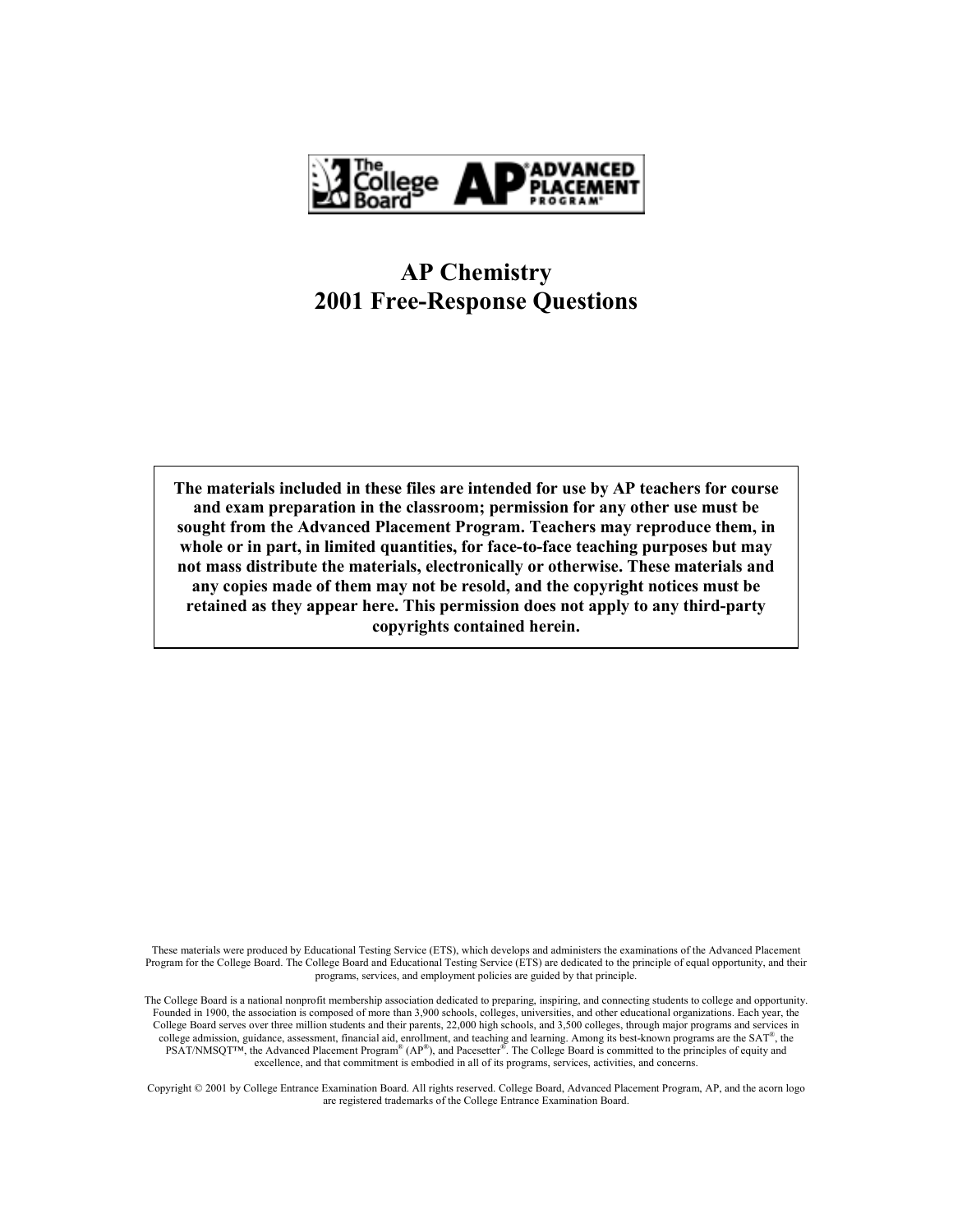# AP Chemistry
# 2001 Free-Response Questions

**The materials included in these files are intended for use by AP teachers for course and exam preparation in the classroom; permission for any other use must be sought from the Advanced Placement Program. Teachers may reproduce them, in whole or in part, in limited quantities, for face-to-face teaching purposes but may not mass distribute the materials, electronically or otherwise. These materials and any copies made of them may not be resold, and the copyright notices must be retained as they appear here. This permission does not apply to any third-party copyrights contained herein.**

These materials were produced by Educational Testing Service (ETS), which develops and administers the examinations of the Advanced Placement Program for the College Board. The College Board and Educational Testing Service (ETS) are dedicated to the principle of equal opportunity, and their programs, services, and employment policies are guided by that principle.

The College Board is a national nonprofit membership association dedicated to preparing, inspiring, and connecting students to college and opportunity. Founded in 1900, the association is composed of more than 3,900 schools, colleges, universities, and other educational organizations. Each year, the College Board serves over three million students and their parents, 22,000 high schools, and 3,500 colleges, through major programs and services in college admission, guidance, assessment, financial aid, enrollment, and teaching and learning. Among its best-known programs are the SAT®, the PSAT/NMSQT™, the Advanced Placement Program® (AP®), and Pacesetter®. The College Board is committed to the principles of equity and excellence, and that commitment is embodied in all of its programs, services, activities, and concerns.

Copyright © 2001 by College Entrance Examination Board. All rights reserved. College Board, Advanced Placement Program, AP, and the acorn logo are registered trademarks of the College Entrance Examination Board.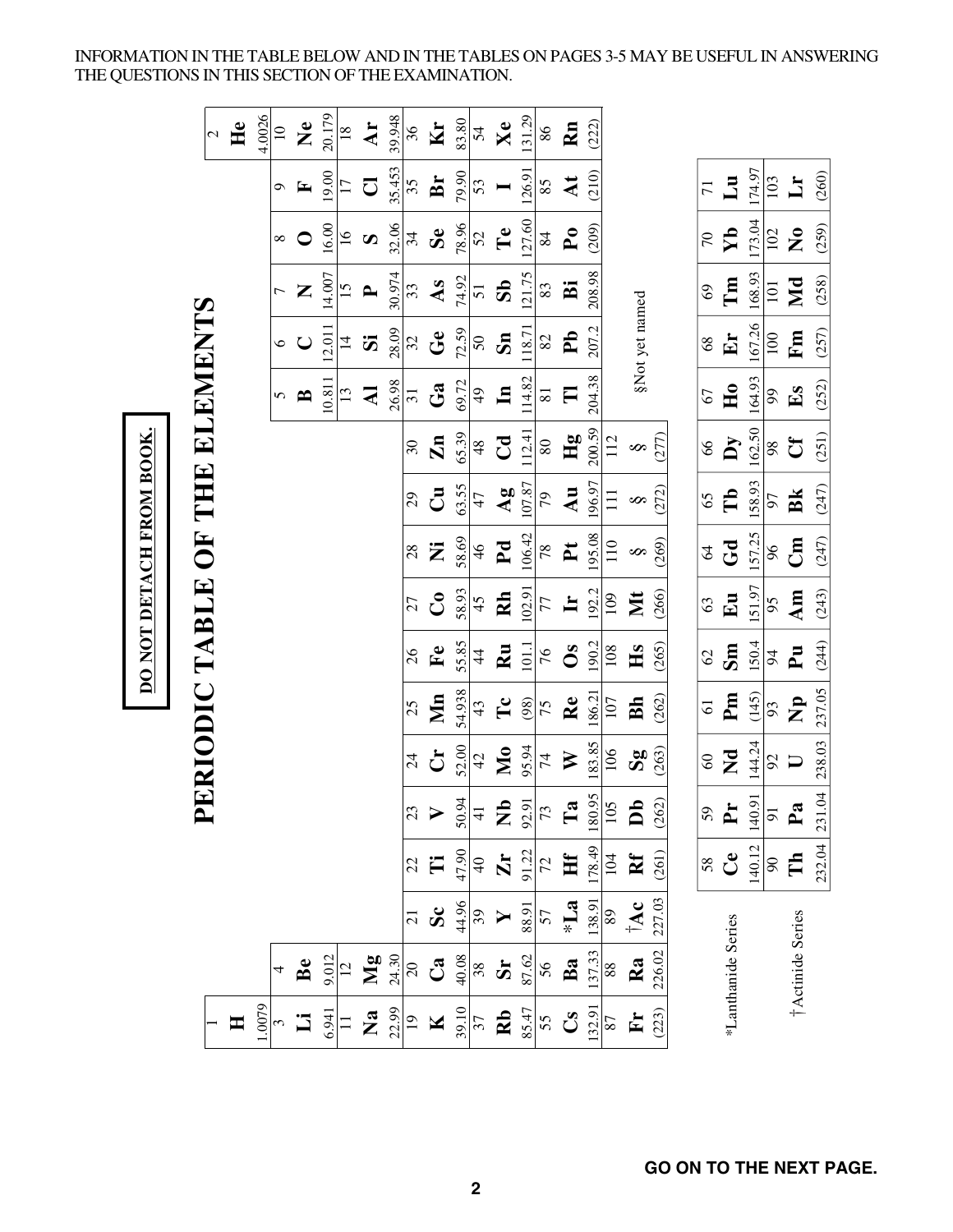INFORMATION IN THE TABLE BELOW AND IN THE TABLES ON PAGES 3-5 MAY BE USEFUL IN ANSWERING THE QUESTIONS IN THIS SECTION OF THE EXAMINATION.

**DO NOT DETACH FROM BOOK.**

# PERIODIC TABLE OF THE ELEMENTS

| 1 | 2 | 3 | 4 | 5 | 6 | 7 | 8 | 9 | 10 | 11 | 12 | 13 | 14 | 15 | 16 | 17 | 18 |
|---|---|---|---|---|---|---|---|---|---|---|---|---|---|---|---|---|---|
| 1 **H** 1.0079 | | | | | | | | | | | | | | | | | 2 **He** 4.0026 |
| 3 **Li** 6.941 | 4 **Be** 9.012 | | | | | | | | | | | 5 **B** 10.811 | 6 **C** 12.011 | 7 **N** 14.007 | 8 **O** 16.00 | 9 **F** 19.00 | 10 **Ne** 20.179 |
| 11 **Na** 22.99 | 12 **Mg** 24.30 | | | | | | | | | | | 13 **Al** 26.98 | 14 **Si** 28.09 | 15 **P** 30.974 | 16 **S** 32.06 | 17 **Cl** 35.453 | 18 **Ar** 39.948 |
| 19 **K** 39.10 | 20 **Ca** 40.08 | 21 **Sc** 44.96 | 22 **Ti** 47.90 | 23 **V** 50.94 | 24 **Cr** 52.00 | 25 **Mn** 54.938 | 26 **Fe** 55.85 | 27 **Co** 58.93 | 28 **Ni** 58.69 | 29 **Cu** 63.55 | 30 **Zn** 65.39 | 31 **Ga** 69.72 | 32 **Ge** 72.59 | 33 **As** 74.92 | 34 **Se** 78.96 | 35 **Br** 79.90 | 36 **Kr** 83.80 |
| 37 **Rb** 85.47 | 38 **Sr** 87.62 | 39 **Y** 88.91 | 40 **Zr** 91.22 | 41 **Nb** 92.91 | 42 **Mo** 95.94 | 43 **Tc** (98) | 44 **Ru** 101.1 | 45 **Rh** 102.91 | 46 **Pd** 106.42 | 47 **Ag** 107.87 | 48 **Cd** 112.41 | 49 **In** 114.82 | 50 **Sn** 118.71 | 51 **Sb** 121.75 | 52 **Te** 127.60 | 53 **I** 126.91 | 54 **Xe** 131.29 |
| 55 **Cs** 132.91 | 56 **Ba** 137.33 | 57 ***La** 138.91 | 72 **Hf** 178.49 | 73 **Ta** 180.95 | 74 **W** 183.85 | 75 **Re** 186.21 | 76 **Os** 190.2 | 77 **Ir** 192.2 | 78 **Pt** 195.08 | 79 **Au** 196.97 | 80 **Hg** 200.59 | 81 **Tl** 204.38 | 82 **Pb** 207.2 | 83 **Bi** 208.98 | 84 **Po** (209) | 85 **At** (210) | 86 **Rn** (222) |
| 87 **Fr** (223) | 88 **Ra** 226.02 | 89 **†Ac** 227.03 | 104 **Rf** (261) | 105 **Db** (262) | 106 **Sg** (263) | 107 **Bh** (262) | 108 **Hs** (265) | 109 **Mt** (266) | 110 **§** (269) | 111 **§** (272) | 112 **§** (277) | | | | | | |

§Not yet named

| | | | | | | | | | | | | | | |
|---|---|---|---|---|---|---|---|---|---|---|---|---|---|---|
| *Lanthanide Series | 58 **Ce** 140.12 | 59 **Pr** 140.91 | 60 **Nd** 144.24 | 61 **Pm** (145) | 62 **Sm** 150.4 | 63 **Eu** 151.97 | 64 **Gd** 157.25 | 65 **Tb** 158.93 | 66 **Dy** 162.50 | 67 **Ho** 164.93 | 68 **Er** 167.26 | 69 **Tm** 168.93 | 70 **Yb** 173.04 | 71 **Lu** 174.97 |
| †Actinide Series | 90 **Th** 232.04 | 91 **Pa** 231.04 | 92 **U** 238.03 | 93 **Np** 237.05 | 94 **Pu** (244) | 95 **Am** (243) | 96 **Cm** (247) | 97 **Bk** (247) | 98 **Cf** (251) | 99 **Es** (252) | 100 **Fm** (257) | 101 **Md** (258) | 102 **No** (259) | 103 **Lr** (260) |

**GO ON TO THE NEXT PAGE.**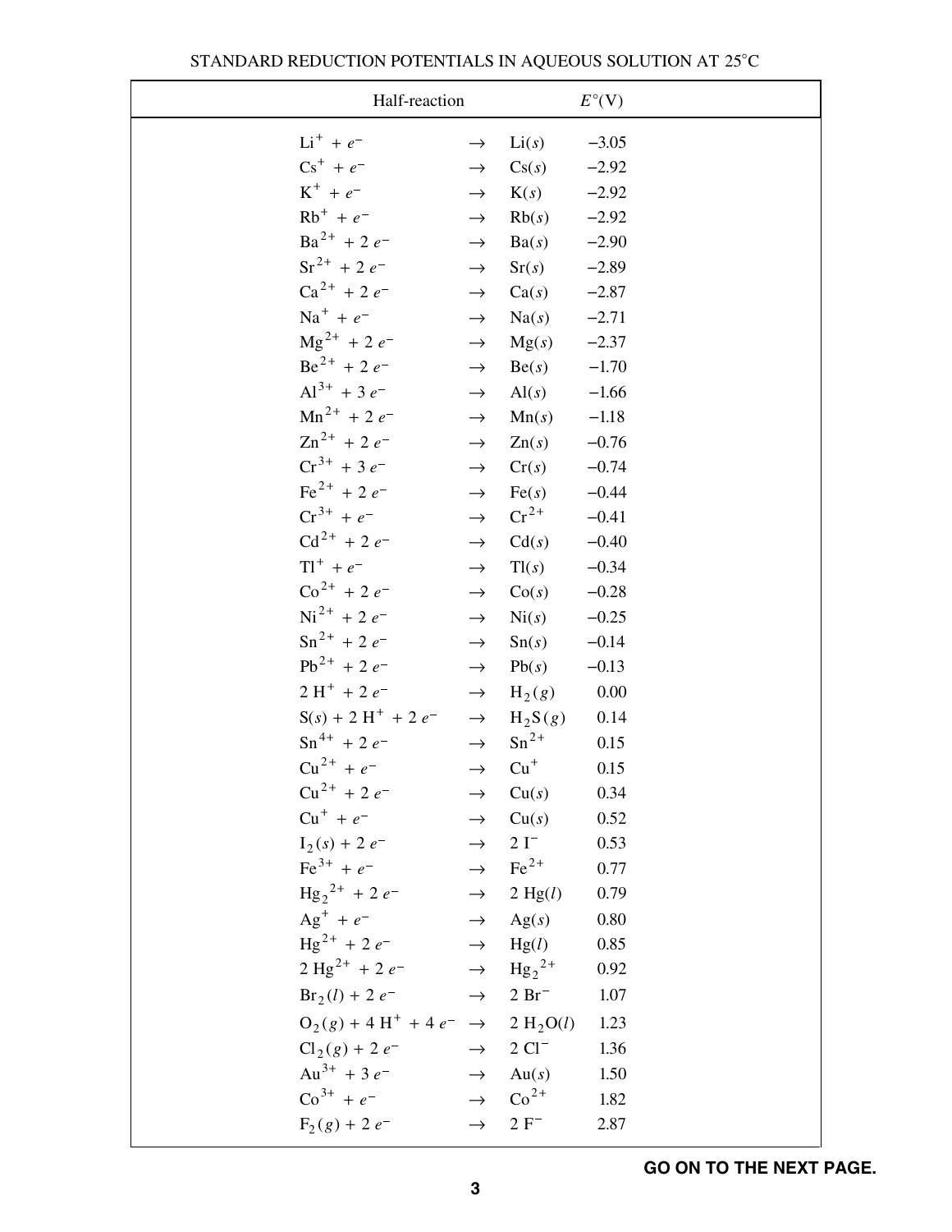## STANDARD REDUCTION POTENTIALS IN AQUEOUS SOLUTION AT 25°C

| Half-reaction | | | $E^\circ$(V) |
|---|---|---|---|
| $Li^+ + e^-$ | $\rightarrow$ | $Li(s)$ | −3.05 |
| $Cs^+ + e^-$ | $\rightarrow$ | $Cs(s)$ | −2.92 |
| $K^+ + e^-$ | $\rightarrow$ | $K(s)$ | −2.92 |
| $Rb^+ + e^-$ | $\rightarrow$ | $Rb(s)$ | −2.92 |
| $Ba^{2+} + 2\,e^-$ | $\rightarrow$ | $Ba(s)$ | −2.90 |
| $Sr^{2+} + 2\,e^-$ | $\rightarrow$ | $Sr(s)$ | −2.89 |
| $Ca^{2+} + 2\,e^-$ | $\rightarrow$ | $Ca(s)$ | −2.87 |
| $Na^+ + e^-$ | $\rightarrow$ | $Na(s)$ | −2.71 |
| $Mg^{2+} + 2\,e^-$ | $\rightarrow$ | $Mg(s)$ | −2.37 |
| $Be^{2+} + 2\,e^-$ | $\rightarrow$ | $Be(s)$ | −1.70 |
| $Al^{3+} + 3\,e^-$ | $\rightarrow$ | $Al(s)$ | −1.66 |
| $Mn^{2+} + 2\,e^-$ | $\rightarrow$ | $Mn(s)$ | −1.18 |
| $Zn^{2+} + 2\,e^-$ | $\rightarrow$ | $Zn(s)$ | −0.76 |
| $Cr^{3+} + 3\,e^-$ | $\rightarrow$ | $Cr(s)$ | −0.74 |
| $Fe^{2+} + 2\,e^-$ | $\rightarrow$ | $Fe(s)$ | −0.44 |
| $Cr^{3+} + e^-$ | $\rightarrow$ | $Cr^{2+}$ | −0.41 |
| $Cd^{2+} + 2\,e^-$ | $\rightarrow$ | $Cd(s)$ | −0.40 |
| $Tl^+ + e^-$ | $\rightarrow$ | $Tl(s)$ | −0.34 |
| $Co^{2+} + 2\,e^-$ | $\rightarrow$ | $Co(s)$ | −0.28 |
| $Ni^{2+} + 2\,e^-$ | $\rightarrow$ | $Ni(s)$ | −0.25 |
| $Sn^{2+} + 2\,e^-$ | $\rightarrow$ | $Sn(s)$ | −0.14 |
| $Pb^{2+} + 2\,e^-$ | $\rightarrow$ | $Pb(s)$ | −0.13 |
| $2\,H^+ + 2\,e^-$ | $\rightarrow$ | $H_2(g)$ | 0.00 |
| $S(s) + 2\,H^+ + 2\,e^-$ | $\rightarrow$ | $H_2S(g)$ | 0.14 |
| $Sn^{4+} + 2\,e^-$ | $\rightarrow$ | $Sn^{2+}$ | 0.15 |
| $Cu^{2+} + e^-$ | $\rightarrow$ | $Cu^+$ | 0.15 |
| $Cu^{2+} + 2\,e^-$ | $\rightarrow$ | $Cu(s)$ | 0.34 |
| $Cu^+ + e^-$ | $\rightarrow$ | $Cu(s)$ | 0.52 |
| $I_2(s) + 2\,e^-$ | $\rightarrow$ | $2\,I^-$ | 0.53 |
| $Fe^{3+} + e^-$ | $\rightarrow$ | $Fe^{2+}$ | 0.77 |
| $Hg_2^{\,2+} + 2\,e^-$ | $\rightarrow$ | $2\,Hg(l)$ | 0.79 |
| $Ag^+ + e^-$ | $\rightarrow$ | $Ag(s)$ | 0.80 |
| $Hg^{2+} + 2\,e^-$ | $\rightarrow$ | $Hg(l)$ | 0.85 |
| $2\,Hg^{2+} + 2\,e^-$ | $\rightarrow$ | $Hg_2^{\,2+}$ | 0.92 |
| $Br_2(l) + 2\,e^-$ | $\rightarrow$ | $2\,Br^-$ | 1.07 |
| $O_2(g) + 4\,H^+ + 4\,e^-$ | $\rightarrow$ | $2\,H_2O(l)$ | 1.23 |
| $Cl_2(g) + 2\,e^-$ | $\rightarrow$ | $2\,Cl^-$ | 1.36 |
| $Au^{3+} + 3\,e^-$ | $\rightarrow$ | $Au(s)$ | 1.50 |
| $Co^{3+} + e^-$ | $\rightarrow$ | $Co^{2+}$ | 1.82 |
| $F_2(g) + 2\,e^-$ | $\rightarrow$ | $2\,F^-$ | 2.87 |

**GO ON TO THE NEXT PAGE.**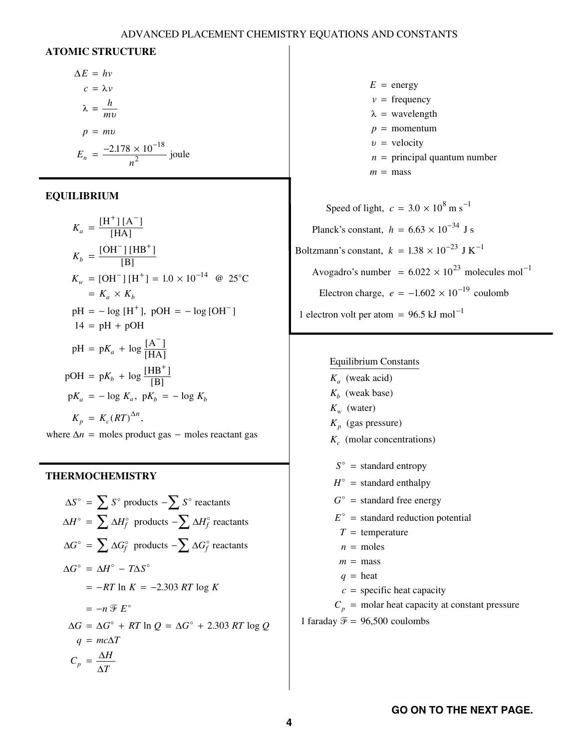# ADVANCED PLACEMENT CHEMISTRY EQUATIONS AND CONSTANTS

## ATOMIC STRUCTURE

$$\Delta E = h\nu$$

$$c = \lambda \nu$$

$$\lambda = \frac{h}{m\upsilon}$$

$$p = m\upsilon$$

$$E_n = \frac{-2.178 \times 10^{-18}}{n^2} \text{ joule}$$

$E$ = energy

$\nu$ = frequency

$\lambda$ = wavelength

$p$ = momentum

$\upsilon$ = velocity

$n$ = principal quantum number

$m$ = mass

Speed of light, $c = 3.0 \times 10^8 \text{ m s}^{-1}$

Planck's constant, $h = 6.63 \times 10^{-34} \text{ J s}$

Boltzmann's constant, $k = 1.38 \times 10^{-23} \text{ J K}^{-1}$

Avogadro's number $= 6.022 \times 10^{23}$ molecules mol$^{-1}$

Electron charge, $e = -1.602 \times 10^{-19}$ coulomb

1 electron volt per atom $= 96.5 \text{ kJ mol}^{-1}$

## EQUILIBRIUM

$$K_a = \frac{[H^+][A^-]}{[HA]}$$

$$K_b = \frac{[OH^-][HB^+]}{[B]}$$

$$K_w = [OH^-][H^+] = 1.0 \times 10^{-14} \quad @ \ 25^\circ\text{C}$$

$$= K_a \times K_b$$

$$\text{pH} = -\log[H^+], \ \text{pOH} = -\log[OH^-]$$

$$14 = \text{pH} + \text{pOH}$$

$$\text{pH} = \text{p}K_a + \log\frac{[A^-]}{[HA]}$$

$$\text{pOH} = \text{p}K_b + \log\frac{[HB^+]}{[B]}$$

$$\text{p}K_a = -\log K_a, \ \text{p}K_b = -\log K_b$$

$$K_p = K_c(RT)^{\Delta n},$$

where $\Delta n$ = moles product gas $-$ moles reactant gas

Equilibrium Constants

$K_a$ (weak acid)

$K_b$ (weak base)

$K_w$ (water)

$K_p$ (gas pressure)

$K_c$ (molar concentrations)

## THERMOCHEMISTRY

$$\Delta S^\circ = \sum S^\circ \text{ products} - \sum S^\circ \text{ reactants}$$

$$\Delta H^\circ = \sum \Delta H_f^\circ \text{ products} - \sum \Delta H_f^\circ \text{ reactants}$$

$$\Delta G^\circ = \sum \Delta G_f^\circ \text{ products} - \sum \Delta G_f^\circ \text{ reactants}$$

$$\Delta G^\circ = \Delta H^\circ - T\Delta S^\circ$$

$$= -RT \ln K = -2.303 \ RT \log K$$

$$= -n \mathcal{F} E^\circ$$

$$\Delta G = \Delta G^\circ + RT \ln Q = \Delta G^\circ + 2.303 \ RT \log Q$$

$$q = mc\Delta T$$

$$C_p = \frac{\Delta H}{\Delta T}$$

$S^\circ$ = standard entropy

$H^\circ$ = standard enthalpy

$G^\circ$ = standard free energy

$E^\circ$ = standard reduction potential

$T$ = temperature

$n$ = moles

$m$ = mass

$q$ = heat

$c$ = specific heat capacity

$C_p$ = molar heat capacity at constant pressure

1 faraday $\mathcal{F}$ = 96,500 coulombs

**GO ON TO THE NEXT PAGE.**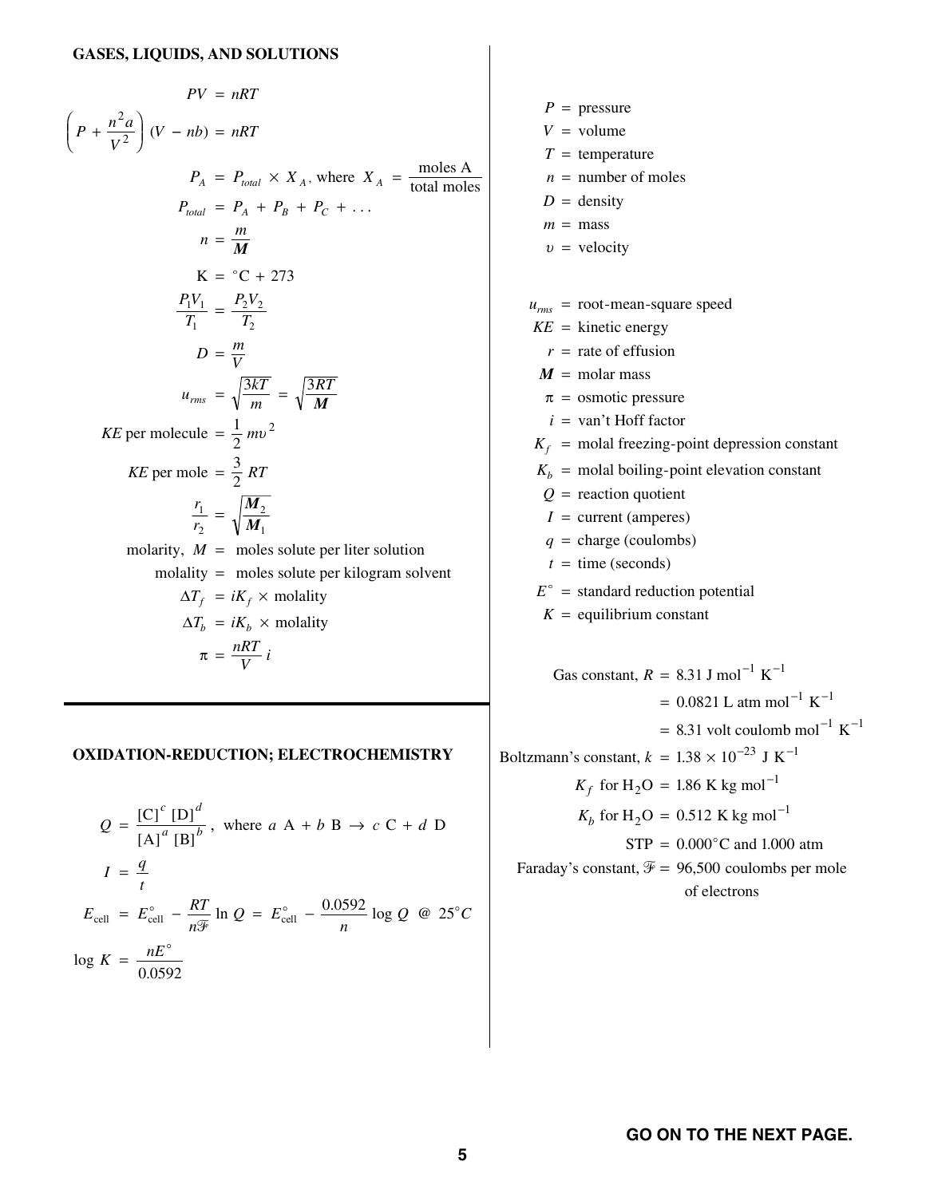## GASES, LIQUIDS, AND SOLUTIONS

$$PV = nRT$$

$$\left(P + \frac{n^2 a}{V^2}\right)(V - nb) = nRT$$

$$P_A = P_{total} \times X_A, \text{ where } X_A = \frac{\text{moles A}}{\text{total moles}}$$

$$P_{total} = P_A + P_B + P_C + \ldots$$

$$n = \frac{m}{\boldsymbol{M}}$$

$$\text{K} = {}^\circ\text{C} + 273$$

$$\frac{P_1 V_1}{T_1} = \frac{P_2 V_2}{T_2}$$

$$D = \frac{m}{V}$$

$$u_{rms} = \sqrt{\frac{3kT}{m}} = \sqrt{\frac{3RT}{\boldsymbol{M}}}$$

$$KE \text{ per molecule} = \frac{1}{2} m\upsilon^2$$

$$KE \text{ per mole} = \frac{3}{2} RT$$

$$\frac{r_1}{r_2} = \sqrt{\frac{\boldsymbol{M}_2}{\boldsymbol{M}_1}}$$

molarity, $M$ = moles solute per liter solution

molality = moles solute per kilogram solvent

$$\Delta T_f = iK_f \times \text{molality}$$

$$\Delta T_b = iK_b \times \text{molality}$$

$$\pi = \frac{nRT}{V} i$$

$P$ = pressure
$V$ = volume
$T$ = temperature
$n$ = number of moles
$D$ = density
$m$ = mass
$\upsilon$ = velocity

$u_{rms}$ = root-mean-square speed
$KE$ = kinetic energy
$r$ = rate of effusion
$\boldsymbol{M}$ = molar mass
$\pi$ = osmotic pressure
$i$ = van't Hoff factor
$K_f$ = molal freezing-point depression constant
$K_b$ = molal boiling-point elevation constant
$Q$ = reaction quotient
$I$ = current (amperes)
$q$ = charge (coulombs)
$t$ = time (seconds)
$E^\circ$ = standard reduction potential
$K$ = equilibrium constant

Gas constant, $R$ = 8.31 J mol$^{-1}$ K$^{-1}$
= 0.0821 L atm mol$^{-1}$ K$^{-1}$
= 8.31 volt coulomb mol$^{-1}$ K$^{-1}$

Boltzmann's constant, $k = 1.38 \times 10^{-23}$ J K$^{-1}$

$K_f$ for $H_2O$ = 1.86 K kg mol$^{-1}$

$K_b$ for $H_2O$ = 0.512 K kg mol$^{-1}$

STP = 0.000°C and 1.000 atm

Faraday's constant, $\mathcal{F}$ = 96,500 coulombs per mole of electrons

## OXIDATION-REDUCTION; ELECTROCHEMISTRY

$$Q = \frac{[\text{C}]^c [\text{D}]^d}{[\text{A}]^a [\text{B}]^b}, \text{ where } a\text{ A} + b\text{ B} \rightarrow c\text{ C} + d\text{ D}$$

$$I = \frac{q}{t}$$

$$E_{\text{cell}} = E^\circ_{\text{cell}} - \frac{RT}{n\mathcal{F}} \ln Q = E^\circ_{\text{cell}} - \frac{0.0592}{n} \log Q \ @ \ 25^\circ C$$

$$\log K = \frac{nE^\circ}{0.0592}$$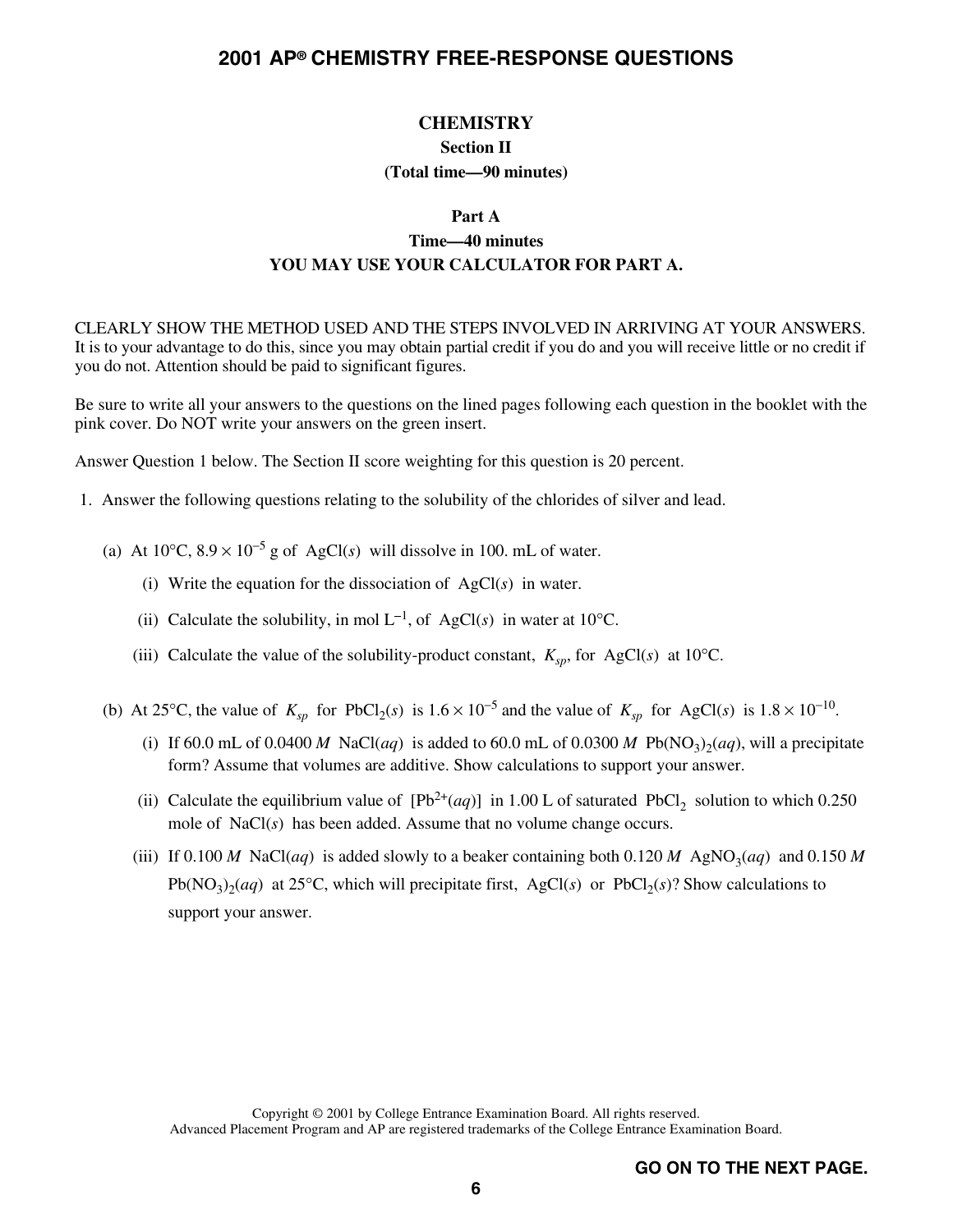# CHEMISTRY

## Section II

**(Total time—90 minutes)**

### Part A

**Time—40 minutes**

**YOU MAY USE YOUR CALCULATOR FOR PART A.**

CLEARLY SHOW THE METHOD USED AND THE STEPS INVOLVED IN ARRIVING AT YOUR ANSWERS. It is to your advantage to do this, since you may obtain partial credit if you do and you will receive little or no credit if you do not. Attention should be paid to significant figures.

Be sure to write all your answers to the questions on the lined pages following each question in the booklet with the pink cover. Do NOT write your answers on the green insert.

Answer Question 1 below. The Section II score weighting for this question is 20 percent.

1. Answer the following questions relating to the solubility of the chlorides of silver and lead.

   (a) At 10°C, $8.9 \times 10^{-5}$ g of $AgCl(s)$ will dissolve in 100. mL of water.

   (i) Write the equation for the dissociation of $AgCl(s)$ in water.

   (ii) Calculate the solubility, in mol $L^{-1}$, of $AgCl(s)$ in water at 10°C.

   (iii) Calculate the value of the solubility-product constant, $K_{sp}$, for $AgCl(s)$ at 10°C.

   (b) At 25°C, the value of $K_{sp}$ for $PbCl_2(s)$ is $1.6 \times 10^{-5}$ and the value of $K_{sp}$ for $AgCl(s)$ is $1.8 \times 10^{-10}$.

   (i) If 60.0 mL of 0.0400 *M* $NaCl(aq)$ is added to 60.0 mL of 0.0300 *M* $Pb(NO_3)_2(aq)$, will a precipitate form? Assume that volumes are additive. Show calculations to support your answer.

   (ii) Calculate the equilibrium value of $[Pb^{2+}(aq)]$ in 1.00 L of saturated $PbCl_2$ solution to which 0.250 mole of $NaCl(s)$ has been added. Assume that no volume change occurs.

   (iii) If 0.100 *M* $NaCl(aq)$ is added slowly to a beaker containing both 0.120 *M* $AgNO_3(aq)$ and 0.150 *M* $Pb(NO_3)_2(aq)$ at 25°C, which will precipitate first, $AgCl(s)$ or $PbCl_2(s)$? Show calculations to support your answer.

Copyright © 2001 by College Entrance Examination Board. All rights reserved.
Advanced Placement Program and AP are registered trademarks of the College Entrance Examination Board.

**GO ON TO THE NEXT PAGE.**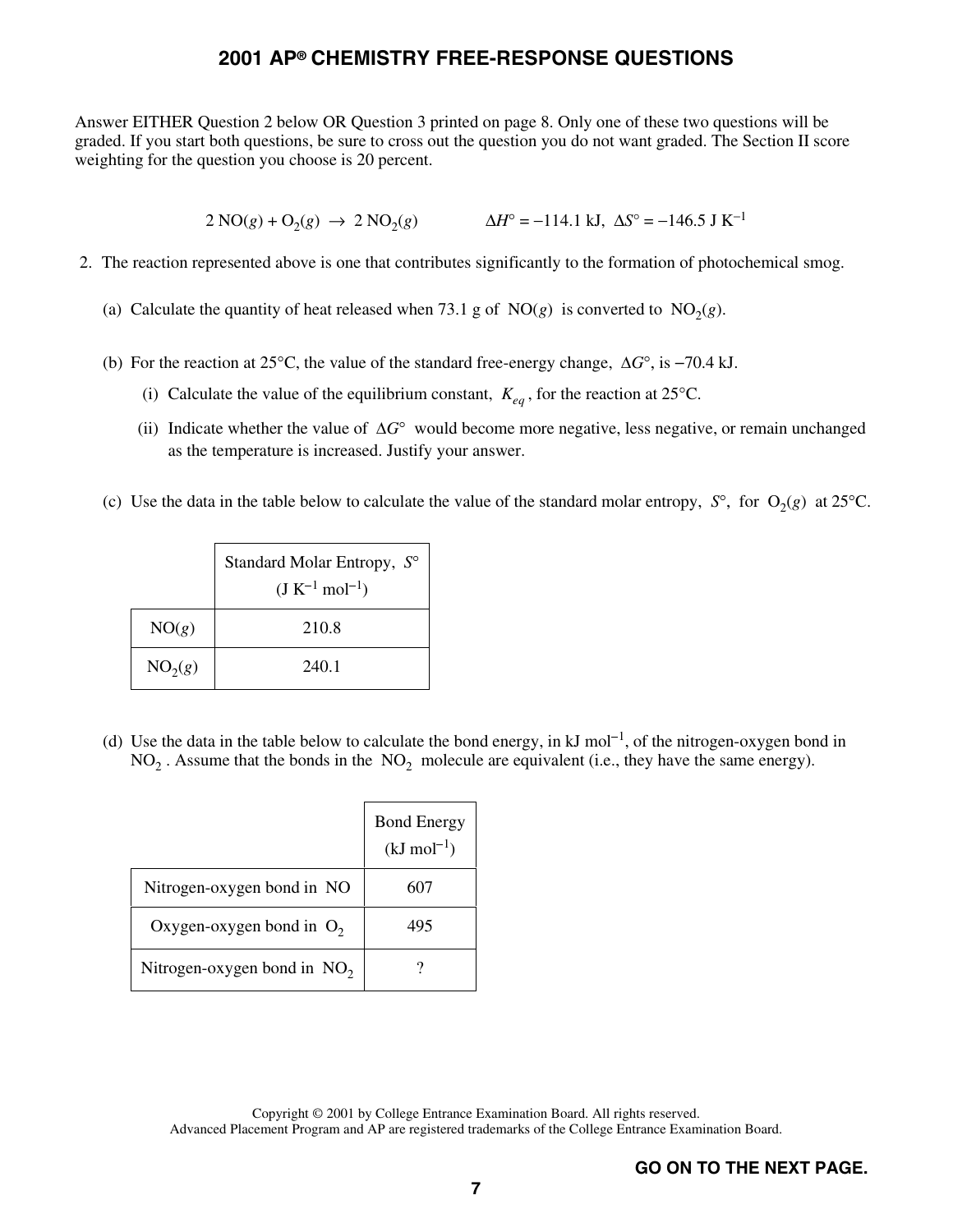Answer EITHER Question 2 below OR Question 3 printed on page 8. Only one of these two questions will be graded. If you start both questions, be sure to cross out the question you do not want graded. The Section II score weighting for the question you choose is 20 percent.

$$2\ NO(g) + O_2(g) \rightarrow 2\ NO_2(g) \qquad \Delta H° = -114.1\ \text{kJ},\ \Delta S° = -146.5\ \text{J K}^{-1}$$

2. The reaction represented above is one that contributes significantly to the formation of photochemical smog.

   (a) Calculate the quantity of heat released when 73.1 g of $NO(g)$ is converted to $NO_2(g)$.

   (b) For the reaction at 25°C, the value of the standard free-energy change, $\Delta G°$, is −70.4 kJ.

      (i) Calculate the value of the equilibrium constant, $K_{eq}$, for the reaction at 25°C.

      (ii) Indicate whether the value of $\Delta G°$ would become more negative, less negative, or remain unchanged as the temperature is increased. Justify your answer.

   (c) Use the data in the table below to calculate the value of the standard molar entropy, $S°$, for $O_2(g)$ at 25°C.

| | Standard Molar Entropy, $S°$ (J K$^{-1}$ mol$^{-1}$) |
|---|---|
| $NO(g)$ | 210.8 |
| $NO_2(g)$ | 240.1 |

   (d) Use the data in the table below to calculate the bond energy, in kJ mol$^{-1}$, of the nitrogen-oxygen bond in $NO_2$. Assume that the bonds in the $NO_2$ molecule are equivalent (i.e., they have the same energy).

| | Bond Energy (kJ mol$^{-1}$) |
|---|---|
| Nitrogen-oxygen bond in $NO$ | 607 |
| Oxygen-oxygen bond in $O_2$ | 495 |
| Nitrogen-oxygen bond in $NO_2$ | ? |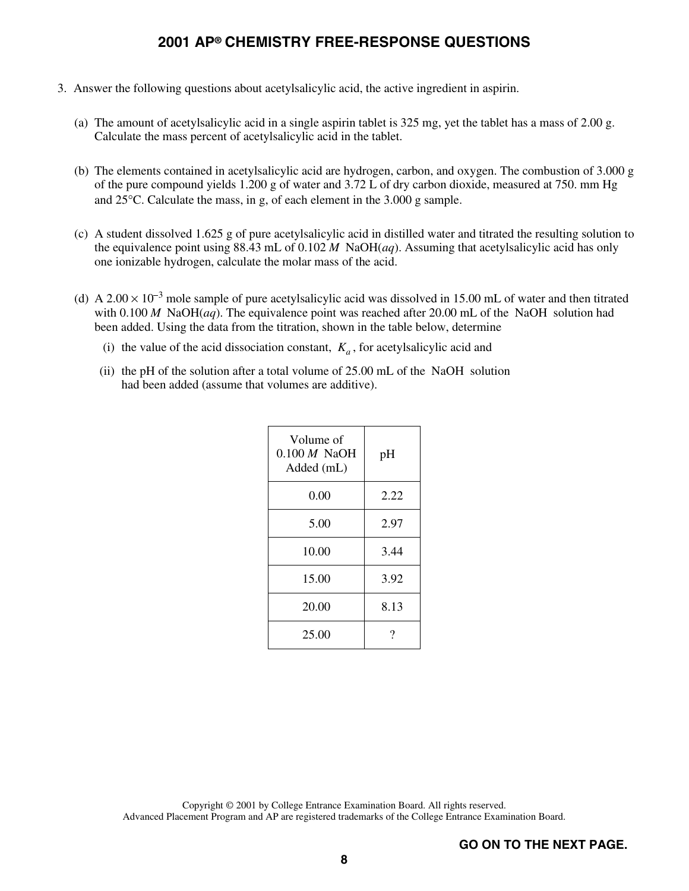3. Answer the following questions about acetylsalicylic acid, the active ingredient in aspirin.

   (a) The amount of acetylsalicylic acid in a single aspirin tablet is 325 mg, yet the tablet has a mass of 2.00 g. Calculate the mass percent of acetylsalicylic acid in the tablet.

   (b) The elements contained in acetylsalicylic acid are hydrogen, carbon, and oxygen. The combustion of 3.000 g of the pure compound yields 1.200 g of water and 3.72 L of dry carbon dioxide, measured at 750. mm Hg and 25°C. Calculate the mass, in g, of each element in the 3.000 g sample.

   (c) A student dissolved 1.625 g of pure acetylsalicylic acid in distilled water and titrated the resulting solution to the equivalence point using 88.43 mL of 0.102 *M* NaOH(*aq*). Assuming that acetylsalicylic acid has only one ionizable hydrogen, calculate the molar mass of the acid.

   (d) A $2.00 \times 10^{-3}$ mole sample of pure acetylsalicylic acid was dissolved in 15.00 mL of water and then titrated with 0.100 *M* NaOH(*aq*). The equivalence point was reached after 20.00 mL of the NaOH solution had been added. Using the data from the titration, shown in the table below, determine

      (i) the value of the acid dissociation constant, $K_a$, for acetylsalicylic acid and

      (ii) the pH of the solution after a total volume of 25.00 mL of the NaOH solution had been added (assume that volumes are additive).

| Volume of 0.100 *M* NaOH Added (mL) | pH |
|---|---|
| 0.00 | 2.22 |
| 5.00 | 2.97 |
| 10.00 | 3.44 |
| 15.00 | 3.92 |
| 20.00 | 8.13 |
| 25.00 | ? |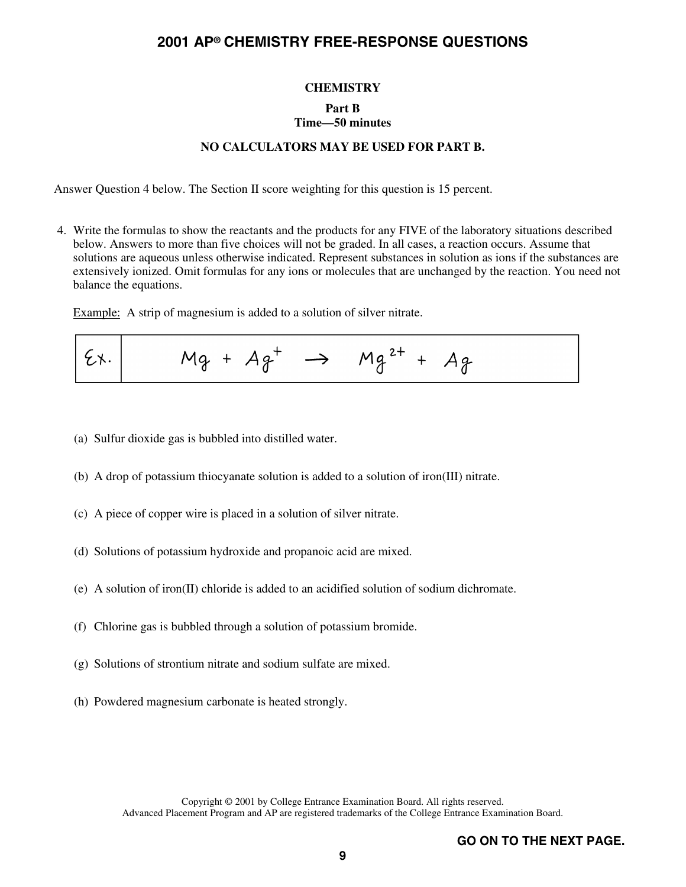## CHEMISTRY

### Part B
### Time—50 minutes

**NO CALCULATORS MAY BE USED FOR PART B.**

Answer Question 4 below. The Section II score weighting for this question is 15 percent.

4. Write the formulas to show the reactants and the products for any FIVE of the laboratory situations described below. Answers to more than five choices will not be graded. In all cases, a reaction occurs. Assume that solutions are aqueous unless otherwise indicated. Represent substances in solution as ions if the substances are extensively ionized. Omit formulas for any ions or molecules that are unchanged by the reaction. You need not balance the equations.

   Example: A strip of magnesium is added to a solution of silver nitrate.

   | Ex. | $Mg + Ag^{+} \rightarrow Mg^{2+} + Ag$ |
   | --- | --- |

   (a) Sulfur dioxide gas is bubbled into distilled water.

   (b) A drop of potassium thiocyanate solution is added to a solution of iron(III) nitrate.

   (c) A piece of copper wire is placed in a solution of silver nitrate.

   (d) Solutions of potassium hydroxide and propanoic acid are mixed.

   (e) A solution of iron(II) chloride is added to an acidified solution of sodium dichromate.

   (f) Chlorine gas is bubbled through a solution of potassium bromide.

   (g) Solutions of strontium nitrate and sodium sulfate are mixed.

   (h) Powdered magnesium carbonate is heated strongly.

Copyright © 2001 by College Entrance Examination Board. All rights reserved.
Advanced Placement Program and AP are registered trademarks of the College Entrance Examination Board.

**GO ON TO THE NEXT PAGE.**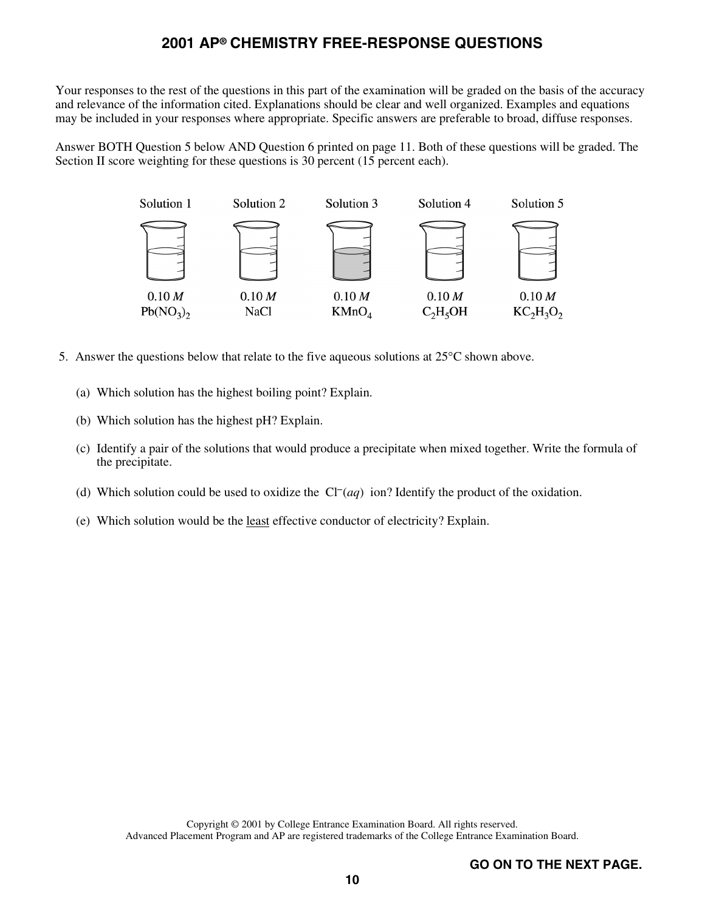Your responses to the rest of the questions in this part of the examination will be graded on the basis of the accuracy and relevance of the information cited. Explanations should be clear and well organized. Examples and equations may be included in your responses where appropriate. Specific answers are preferable to broad, diffuse responses.

Answer BOTH Question 5 below AND Question 6 printed on page 11. Both of these questions will be graded. The Section II score weighting for these questions is 30 percent (15 percent each).

| Solution 1 | Solution 2 | Solution 3 | Solution 4 | Solution 5 |
|---|---|---|---|---|
| 0.10 *M* | 0.10 *M* | 0.10 *M* | 0.10 *M* | 0.10 *M* |
| $Pb(NO_3)_2$ | $NaCl$ | $KMnO_4$ | $C_2H_5OH$ | $KC_2H_3O_2$ |

5. Answer the questions below that relate to the five aqueous solutions at 25°C shown above.

   (a) Which solution has the highest boiling point? Explain.

   (b) Which solution has the highest pH? Explain.

   (c) Identify a pair of the solutions that would produce a precipitate when mixed together. Write the formula of the precipitate.

   (d) Which solution could be used to oxidize the $Cl^-(aq)$ ion? Identify the product of the oxidation.

   (e) Which solution would be the least effective conductor of electricity? Explain.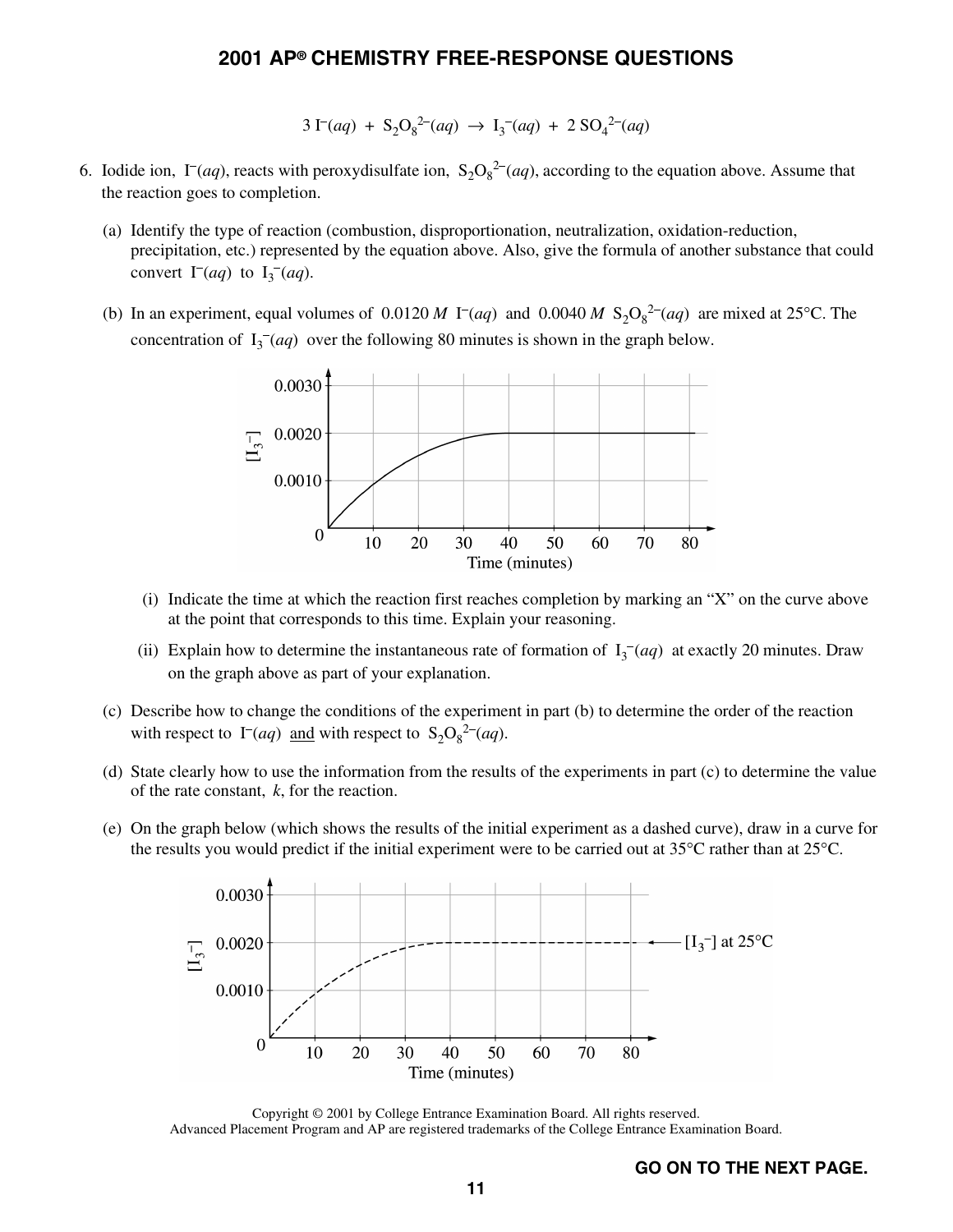$$3\,I^-(aq) + S_2O_8^{2-}(aq) \rightarrow I_3^-(aq) + 2\,SO_4^{2-}(aq)$$

6. Iodide ion, $I^-(aq)$, reacts with peroxydisulfate ion, $S_2O_8^{2-}(aq)$, according to the equation above. Assume that the reaction goes to completion.

   (a) Identify the type of reaction (combustion, disproportionation, neutralization, oxidation-reduction, precipitation, etc.) represented by the equation above. Also, give the formula of another substance that could convert $I^-(aq)$ to $I_3^-(aq)$.

   (b) In an experiment, equal volumes of 0.0120 *M* $I^-(aq)$ and 0.0040 *M* $S_2O_8^{2-}(aq)$ are mixed at 25°C. The concentration of $I_3^-(aq)$ over the following 80 minutes is shown in the graph below.

   (i) Indicate the time at which the reaction first reaches completion by marking an "X" on the curve above at the point that corresponds to this time. Explain your reasoning.

   (ii) Explain how to determine the instantaneous rate of formation of $I_3^-(aq)$ at exactly 20 minutes. Draw on the graph above as part of your explanation.

   (c) Describe how to change the conditions of the experiment in part (b) to determine the order of the reaction with respect to $I^-(aq)$ and with respect to $S_2O_8^{2-}(aq)$.

   (d) State clearly how to use the information from the results of the experiments in part (c) to determine the value of the rate constant, *k*, for the reaction.

   (e) On the graph below (which shows the results of the initial experiment as a dashed curve), draw in a curve for the results you would predict if the initial experiment were to be carried out at 35°C rather than at 25°C.

Copyright © 2001 by College Entrance Examination Board. All rights reserved.
Advanced Placement Program and AP are registered trademarks of the College Entrance Examination Board.

GO ON TO THE NEXT PAGE.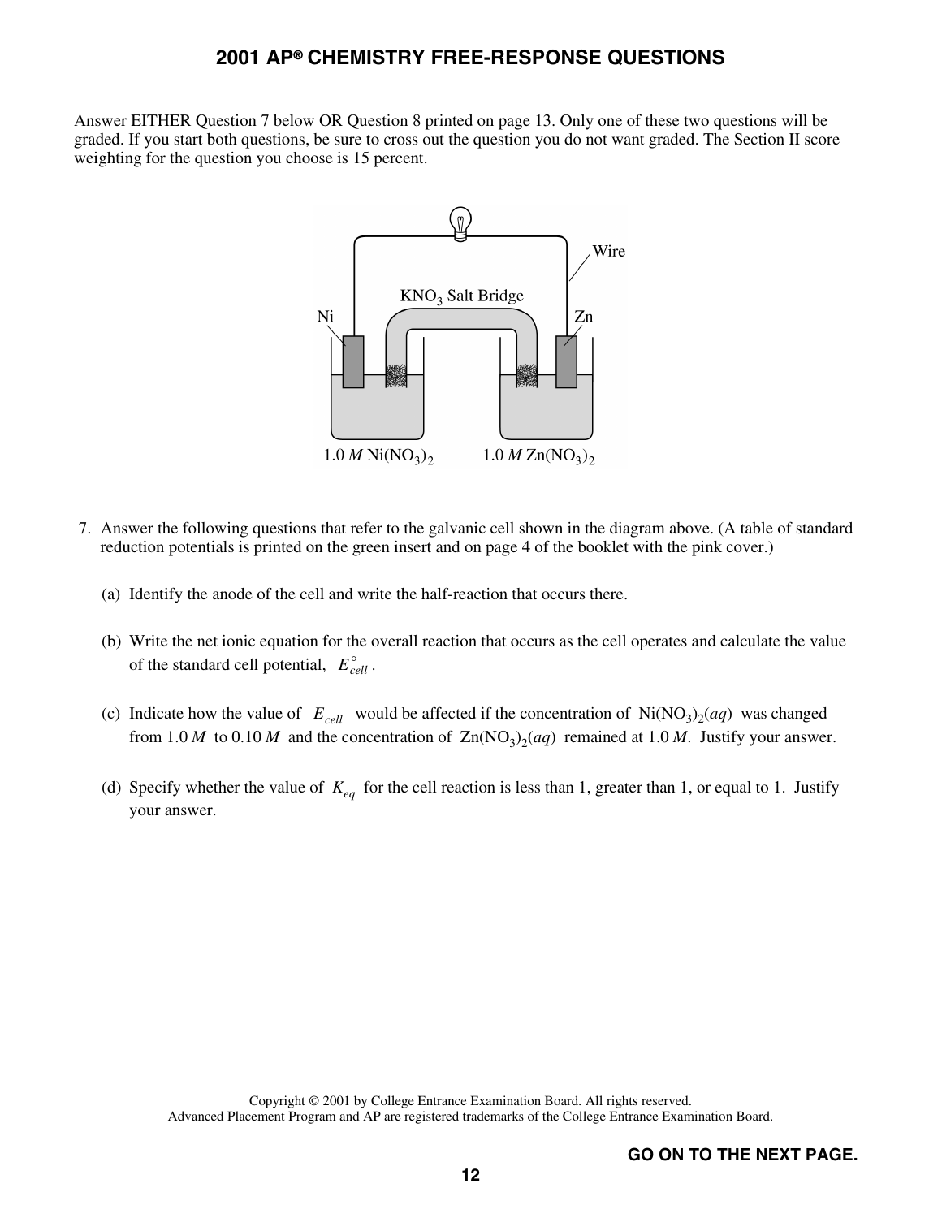Answer EITHER Question 7 below OR Question 8 printed on page 13. Only one of these two questions will be graded. If you start both questions, be sure to cross out the question you do not want graded. The Section II score weighting for the question you choose is 15 percent.

7. Answer the following questions that refer to the galvanic cell shown in the diagram above. (A table of standard reduction potentials is printed on the green insert and on page 4 of the booklet with the pink cover.)

   (a) Identify the anode of the cell and write the half-reaction that occurs there.

   (b) Write the net ionic equation for the overall reaction that occurs as the cell operates and calculate the value of the standard cell potential, $E^\circ_{cell}$.

   (c) Indicate how the value of $E_{cell}$ would be affected if the concentration of $Ni(NO_3)_2(aq)$ was changed from 1.0 *M* to 0.10 *M* and the concentration of $Zn(NO_3)_2(aq)$ remained at 1.0 *M*. Justify your answer.

   (d) Specify whether the value of $K_{eq}$ for the cell reaction is less than 1, greater than 1, or equal to 1. Justify your answer.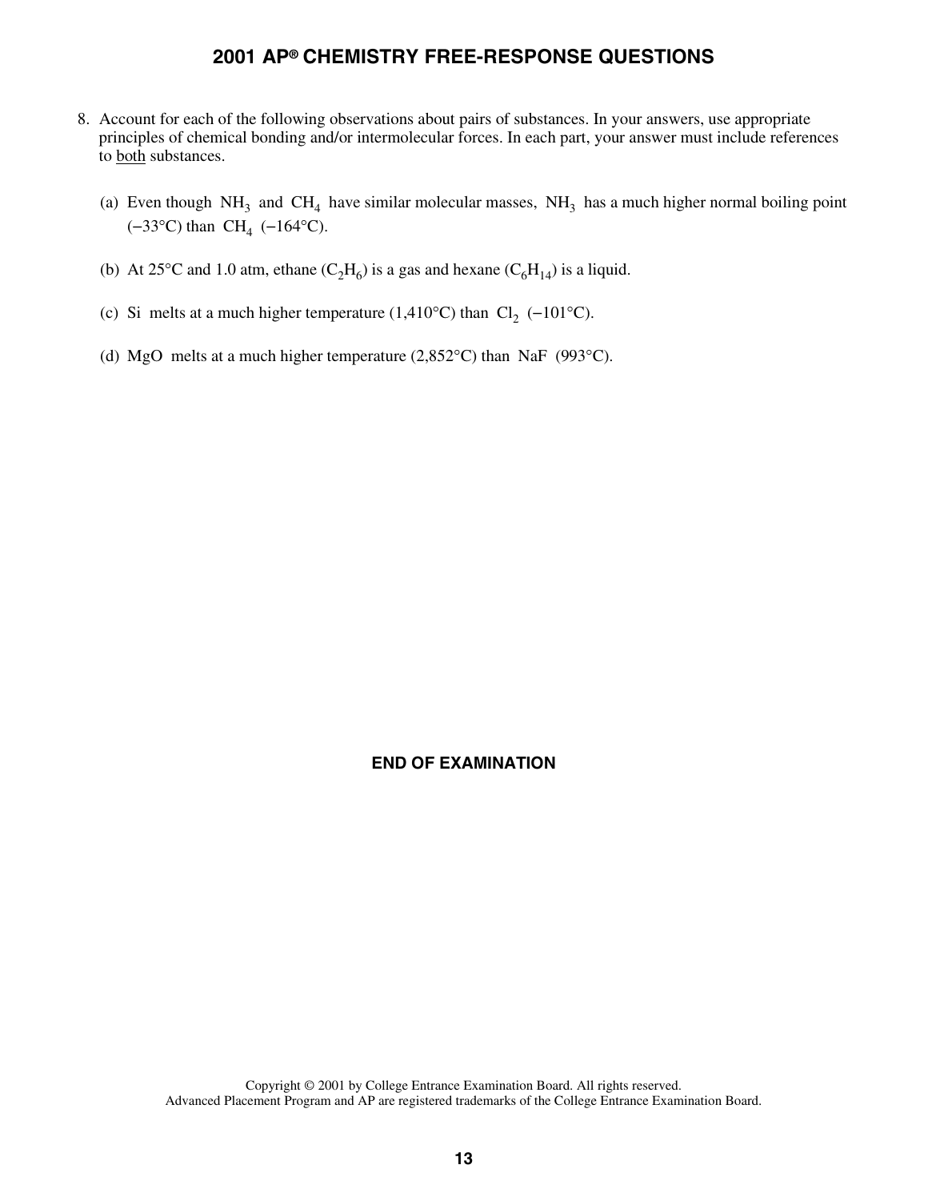8. Account for each of the following observations about pairs of substances. In your answers, use appropriate principles of chemical bonding and/or intermolecular forces. In each part, your answer must include references to both substances.

   (a) Even though $NH_3$ and $CH_4$ have similar molecular masses, $NH_3$ has a much higher normal boiling point ($-33$°C) than $CH_4$ ($-164$°C).

   (b) At 25°C and 1.0 atm, ethane ($C_2H_6$) is a gas and hexane ($C_6H_{14}$) is a liquid.

   (c) Si melts at a much higher temperature (1,410°C) than $Cl_2$ ($-101$°C).

   (d) MgO melts at a much higher temperature (2,852°C) than NaF (993°C).

**END OF EXAMINATION**

Copyright © 2001 by College Entrance Examination Board. All rights reserved.
Advanced Placement Program and AP are registered trademarks of the College Entrance Examination Board.